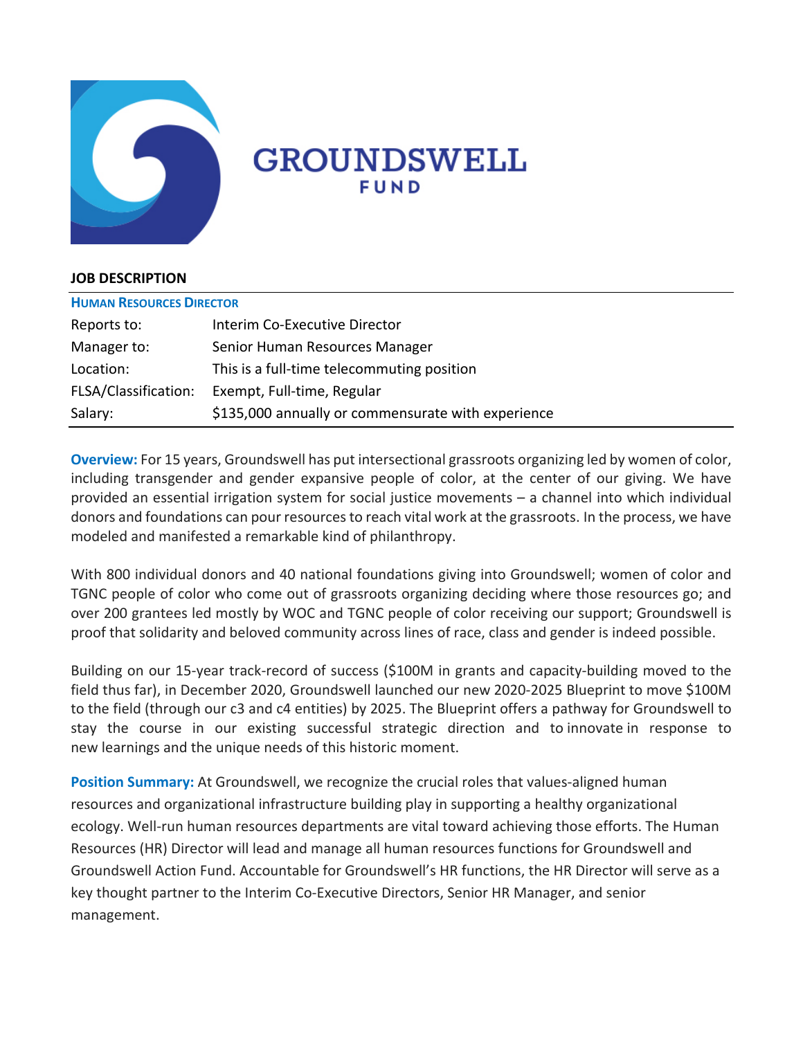# GROUNDSWELL FUND

**JOB DESCRIPTION**

**HUMAN RESOURCES DIRECTOR**

| | |
|---|---|
| Reports to: | Interim Co-Executive Director |
| Manager to: | Senior Human Resources Manager |
| Location: | This is a full-time telecommuting position |
| FLSA/Classification: | Exempt, Full-time, Regular |
| Salary: | $135,000 annually or commensurate with experience |

**Overview:** For 15 years, Groundswell has put intersectional grassroots organizing led by women of color, including transgender and gender expansive people of color, at the center of our giving. We have provided an essential irrigation system for social justice movements – a channel into which individual donors and foundations can pour resources to reach vital work at the grassroots. In the process, we have modeled and manifested a remarkable kind of philanthropy.

With 800 individual donors and 40 national foundations giving into Groundswell; women of color and TGNC people of color who come out of grassroots organizing deciding where those resources go; and over 200 grantees led mostly by WOC and TGNC people of color receiving our support; Groundswell is proof that solidarity and beloved community across lines of race, class and gender is indeed possible.

Building on our 15-year track-record of success ($100M in grants and capacity-building moved to the field thus far), in December 2020, Groundswell launched our new 2020-2025 Blueprint to move $100M to the field (through our c3 and c4 entities) by 2025. The Blueprint offers a pathway for Groundswell to stay the course in our existing successful strategic direction and to innovate in response to new learnings and the unique needs of this historic moment.

**Position Summary:** At Groundswell, we recognize the crucial roles that values-aligned human resources and organizational infrastructure building play in supporting a healthy organizational ecology. Well-run human resources departments are vital toward achieving those efforts. The Human Resources (HR) Director will lead and manage all human resources functions for Groundswell and Groundswell Action Fund. Accountable for Groundswell's HR functions, the HR Director will serve as a key thought partner to the Interim Co-Executive Directors, Senior HR Manager, and senior management.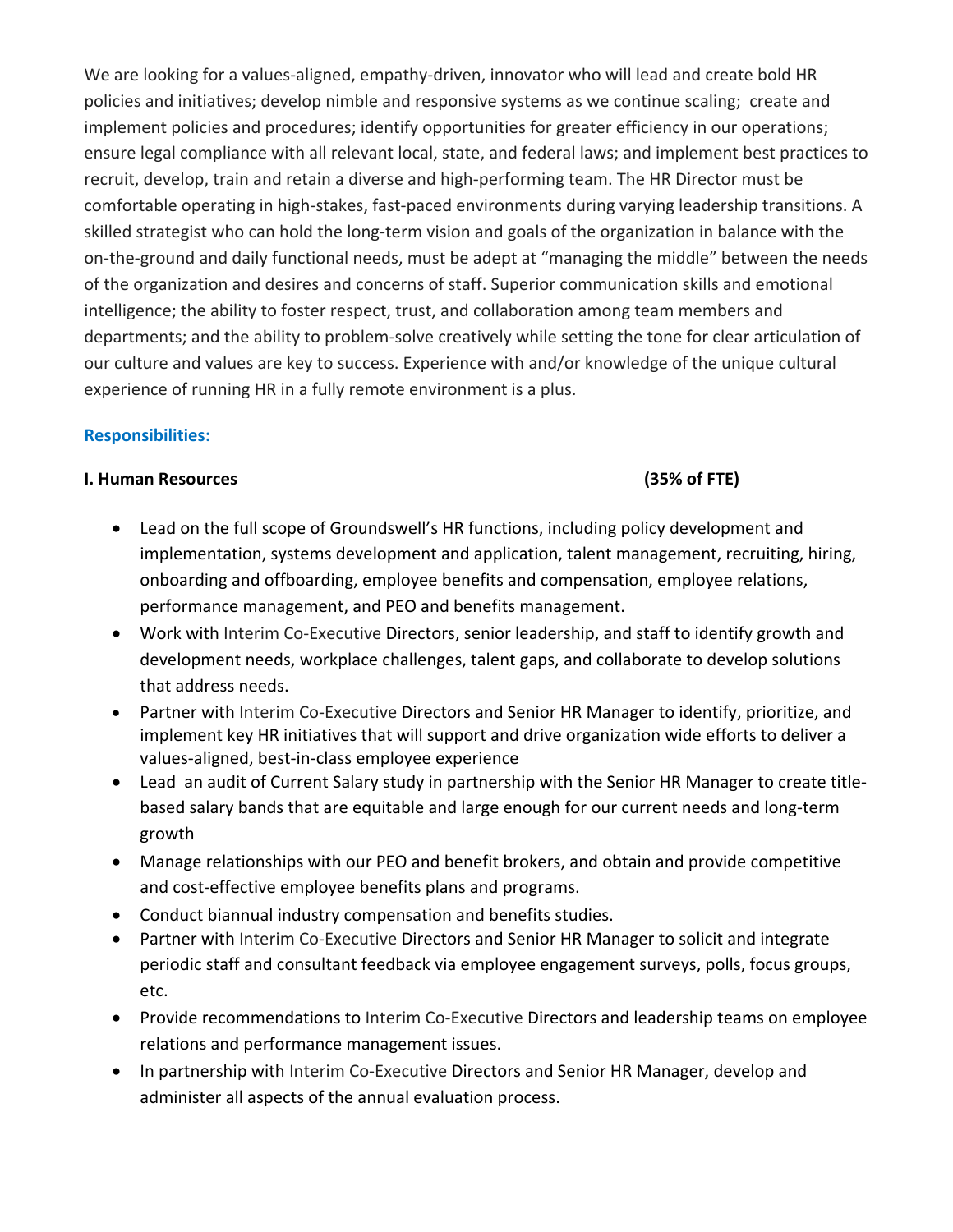We are looking for a values-aligned, empathy-driven, innovator who will lead and create bold HR policies and initiatives; develop nimble and responsive systems as we continue scaling; create and implement policies and procedures; identify opportunities for greater efficiency in our operations; ensure legal compliance with all relevant local, state, and federal laws; and implement best practices to recruit, develop, train and retain a diverse and high-performing team. The HR Director must be comfortable operating in high-stakes, fast-paced environments during varying leadership transitions. A skilled strategist who can hold the long-term vision and goals of the organization in balance with the on-the-ground and daily functional needs, must be adept at "managing the middle" between the needs of the organization and desires and concerns of staff. Superior communication skills and emotional intelligence; the ability to foster respect, trust, and collaboration among team members and departments; and the ability to problem-solve creatively while setting the tone for clear articulation of our culture and values are key to success. Experience with and/or knowledge of the unique cultural experience of running HR in a fully remote environment is a plus.

### Responsibilities:

**I. Human Resources (35% of FTE)**

- Lead on the full scope of Groundswell's HR functions, including policy development and implementation, systems development and application, talent management, recruiting, hiring, onboarding and offboarding, employee benefits and compensation, employee relations, performance management, and PEO and benefits management.
- Work with Interim Co-Executive Directors, senior leadership, and staff to identify growth and development needs, workplace challenges, talent gaps, and collaborate to develop solutions that address needs.
- Partner with Interim Co-Executive Directors and Senior HR Manager to identify, prioritize, and implement key HR initiatives that will support and drive organization wide efforts to deliver a values-aligned, best-in-class employee experience
- Lead an audit of Current Salary study in partnership with the Senior HR Manager to create title-based salary bands that are equitable and large enough for our current needs and long-term growth
- Manage relationships with our PEO and benefit brokers, and obtain and provide competitive and cost-effective employee benefits plans and programs.
- Conduct biannual industry compensation and benefits studies.
- Partner with Interim Co-Executive Directors and Senior HR Manager to solicit and integrate periodic staff and consultant feedback via employee engagement surveys, polls, focus groups, etc.
- Provide recommendations to Interim Co-Executive Directors and leadership teams on employee relations and performance management issues.
- In partnership with Interim Co-Executive Directors and Senior HR Manager, develop and administer all aspects of the annual evaluation process.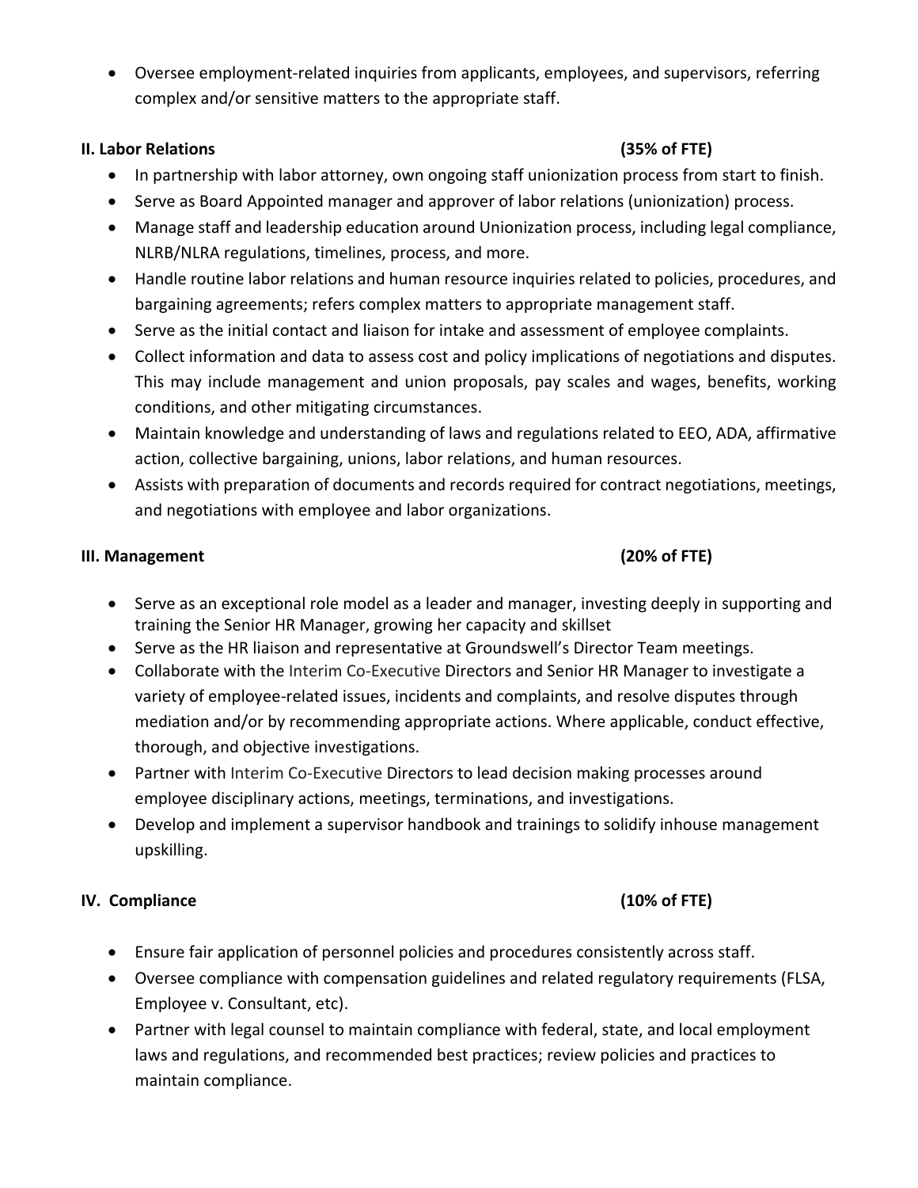- Oversee employment-related inquiries from applicants, employees, and supervisors, referring complex and/or sensitive matters to the appropriate staff.

**II. Labor Relations (35% of FTE)**

- In partnership with labor attorney, own ongoing staff unionization process from start to finish.
- Serve as Board Appointed manager and approver of labor relations (unionization) process.
- Manage staff and leadership education around Unionization process, including legal compliance, NLRB/NLRA regulations, timelines, process, and more.
- Handle routine labor relations and human resource inquiries related to policies, procedures, and bargaining agreements; refers complex matters to appropriate management staff.
- Serve as the initial contact and liaison for intake and assessment of employee complaints.
- Collect information and data to assess cost and policy implications of negotiations and disputes. This may include management and union proposals, pay scales and wages, benefits, working conditions, and other mitigating circumstances.
- Maintain knowledge and understanding of laws and regulations related to EEO, ADA, affirmative action, collective bargaining, unions, labor relations, and human resources.
- Assists with preparation of documents and records required for contract negotiations, meetings, and negotiations with employee and labor organizations.

**III. Management (20% of FTE)**

- Serve as an exceptional role model as a leader and manager, investing deeply in supporting and training the Senior HR Manager, growing her capacity and skillset
- Serve as the HR liaison and representative at Groundswell's Director Team meetings.
- Collaborate with the Interim Co-Executive Directors and Senior HR Manager to investigate a variety of employee-related issues, incidents and complaints, and resolve disputes through mediation and/or by recommending appropriate actions. Where applicable, conduct effective, thorough, and objective investigations.
- Partner with Interim Co-Executive Directors to lead decision making processes around employee disciplinary actions, meetings, terminations, and investigations.
- Develop and implement a supervisor handbook and trainings to solidify inhouse management upskilling.

**IV. Compliance (10% of FTE)**

- Ensure fair application of personnel policies and procedures consistently across staff.
- Oversee compliance with compensation guidelines and related regulatory requirements (FLSA, Employee v. Consultant, etc).
- Partner with legal counsel to maintain compliance with federal, state, and local employment laws and regulations, and recommended best practices; review policies and practices to maintain compliance.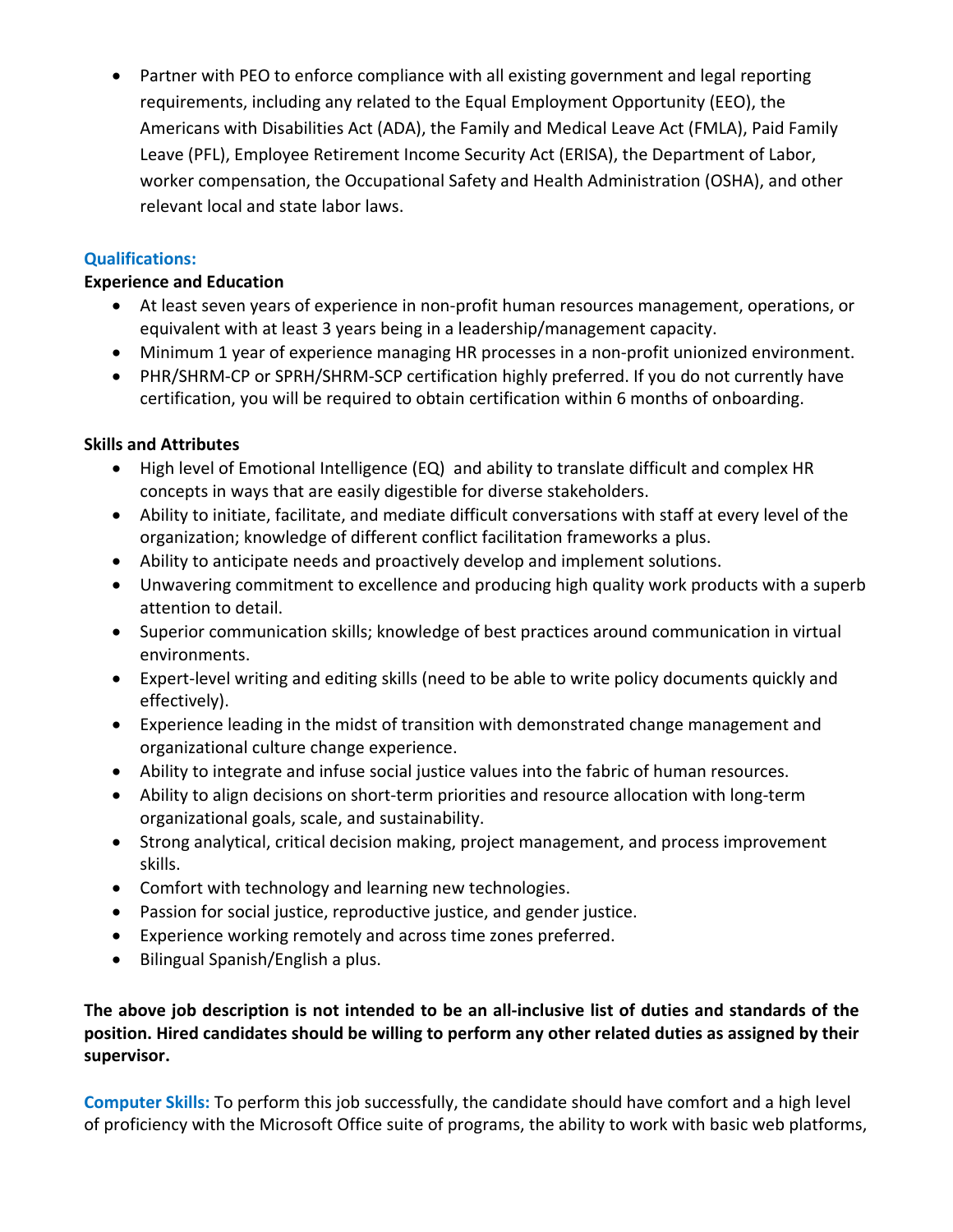- Partner with PEO to enforce compliance with all existing government and legal reporting requirements, including any related to the Equal Employment Opportunity (EEO), the Americans with Disabilities Act (ADA), the Family and Medical Leave Act (FMLA), Paid Family Leave (PFL), Employee Retirement Income Security Act (ERISA), the Department of Labor, worker compensation, the Occupational Safety and Health Administration (OSHA), and other relevant local and state labor laws.

**Qualifications:**

**Experience and Education**

- At least seven years of experience in non-profit human resources management, operations, or equivalent with at least 3 years being in a leadership/management capacity.
- Minimum 1 year of experience managing HR processes in a non-profit unionized environment.
- PHR/SHRM-CP or SPRH/SHRM-SCP certification highly preferred. If you do not currently have certification, you will be required to obtain certification within 6 months of onboarding.

**Skills and Attributes**

- High level of Emotional Intelligence (EQ) and ability to translate difficult and complex HR concepts in ways that are easily digestible for diverse stakeholders.
- Ability to initiate, facilitate, and mediate difficult conversations with staff at every level of the organization; knowledge of different conflict facilitation frameworks a plus.
- Ability to anticipate needs and proactively develop and implement solutions.
- Unwavering commitment to excellence and producing high quality work products with a superb attention to detail.
- Superior communication skills; knowledge of best practices around communication in virtual environments.
- Expert-level writing and editing skills (need to be able to write policy documents quickly and effectively).
- Experience leading in the midst of transition with demonstrated change management and organizational culture change experience.
- Ability to integrate and infuse social justice values into the fabric of human resources.
- Ability to align decisions on short-term priorities and resource allocation with long-term organizational goals, scale, and sustainability.
- Strong analytical, critical decision making, project management, and process improvement skills.
- Comfort with technology and learning new technologies.
- Passion for social justice, reproductive justice, and gender justice.
- Experience working remotely and across time zones preferred.
- Bilingual Spanish/English a plus.

**The above job description is not intended to be an all-inclusive list of duties and standards of the position. Hired candidates should be willing to perform any other related duties as assigned by their supervisor.**

**Computer Skills:** To perform this job successfully, the candidate should have comfort and a high level of proficiency with the Microsoft Office suite of programs, the ability to work with basic web platforms,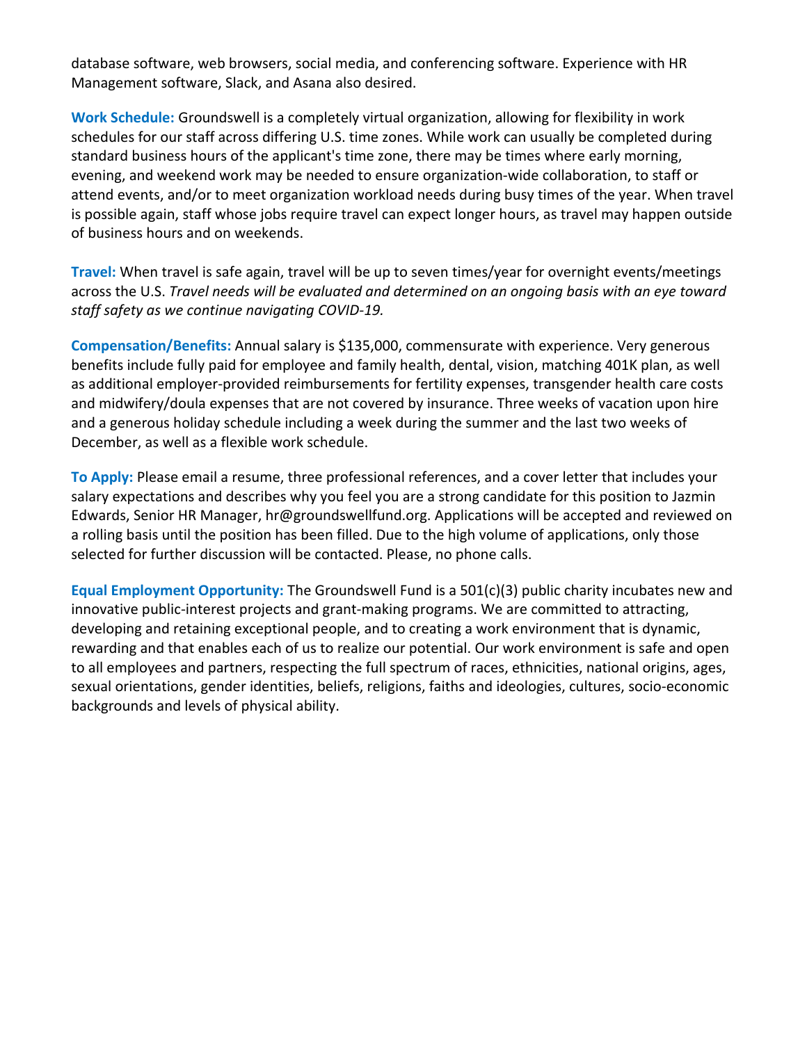database software, web browsers, social media, and conferencing software. Experience with HR Management software, Slack, and Asana also desired.

**Work Schedule:** Groundswell is a completely virtual organization, allowing for flexibility in work schedules for our staff across differing U.S. time zones. While work can usually be completed during standard business hours of the applicant's time zone, there may be times where early morning, evening, and weekend work may be needed to ensure organization-wide collaboration, to staff or attend events, and/or to meet organization workload needs during busy times of the year. When travel is possible again, staff whose jobs require travel can expect longer hours, as travel may happen outside of business hours and on weekends.

**Travel:** When travel is safe again, travel will be up to seven times/year for overnight events/meetings across the U.S. *Travel needs will be evaluated and determined on an ongoing basis with an eye toward staff safety as we continue navigating COVID-19.*

**Compensation/Benefits:** Annual salary is $135,000, commensurate with experience. Very generous benefits include fully paid for employee and family health, dental, vision, matching 401K plan, as well as additional employer-provided reimbursements for fertility expenses, transgender health care costs and midwifery/doula expenses that are not covered by insurance. Three weeks of vacation upon hire and a generous holiday schedule including a week during the summer and the last two weeks of December, as well as a flexible work schedule.

**To Apply:** Please email a resume, three professional references, and a cover letter that includes your salary expectations and describes why you feel you are a strong candidate for this position to Jazmin Edwards, Senior HR Manager, hr@groundswellfund.org. Applications will be accepted and reviewed on a rolling basis until the position has been filled. Due to the high volume of applications, only those selected for further discussion will be contacted. Please, no phone calls.

**Equal Employment Opportunity:** The Groundswell Fund is a 501(c)(3) public charity incubates new and innovative public-interest projects and grant-making programs. We are committed to attracting, developing and retaining exceptional people, and to creating a work environment that is dynamic, rewarding and that enables each of us to realize our potential. Our work environment is safe and open to all employees and partners, respecting the full spectrum of races, ethnicities, national origins, ages, sexual orientations, gender identities, beliefs, religions, faiths and ideologies, cultures, socio-economic backgrounds and levels of physical ability.